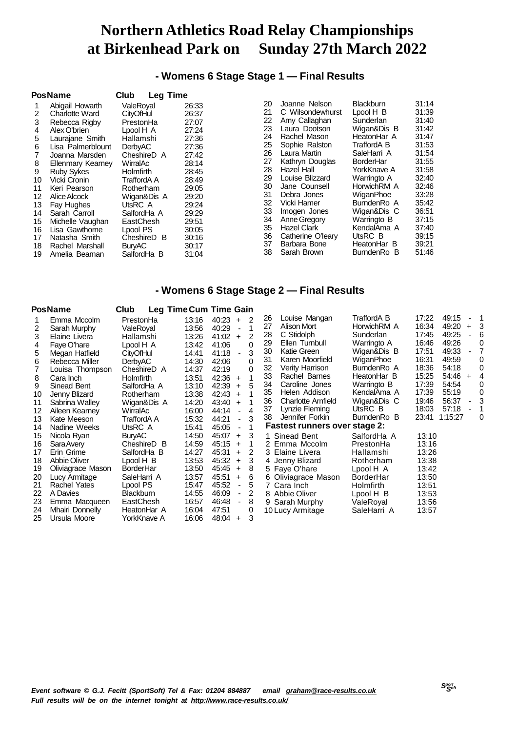# Northern Athletics Road Relay Championships at Birkenhead Park on Sunday 27th March 2022

## - Womens 6 Stage Stage 1 — Final Results

| Pos | Name | Club | Leg Time |
|---|---|---|---|
| 1 | Abigail Howarth | ValeRoyal | 26:33 |
| 2 | Charlotte Ward | CityOfHul | 26:37 |
| 3 | Rebecca Rigby | PrestonHa | 27:07 |
| 4 | Alex O'brien | Lpool H A | 27:24 |
| 5 | Laurajane Smith | Hallamshi | 27:36 |
| 6 | Lisa Palmerblount | DerbyAC | 27:36 |
| 7 | Joanna Marsden | CheshireD A | 27:42 |
| 8 | Ellenmary Kearney | WirralAc | 28:14 |
| 9 | Ruby Sykes | Holmfirth | 28:45 |
| 10 | Vicki Cronin | TraffordA A | 28:49 |
| 11 | Keri Pearson | Rotherham | 29:05 |
| 12 | Alice Alcock | Wigan&Dis A | 29:20 |
| 13 | Fay Hughes | UtsRC A | 29:24 |
| 14 | Sarah Carroll | SalfordHa A | 29:29 |
| 15 | Michelle Vaughan | EastChesh | 29:51 |
| 16 | Lisa Gawthorne | Lpool PS | 30:05 |
| 17 | Natasha Smith | CheshireD B | 30:16 |
| 18 | Rachel Marshall | BuryAC | 30:17 |
| 19 | Amelia Beaman | SalfordHa B | 31:04 |
| 20 | Joanne Nelson | Blackburn | 31:14 |
| 21 | C Wilsondewhurst | Lpool H B | 31:39 |
| 22 | Amy Callaghan | Sunderlan | 31:40 |
| 23 | Laura Dootson | Wigan&Dis B | 31:42 |
| 24 | Rachel Mason | HeatonHar A | 31:47 |
| 25 | Sophie Ralston | TraffordA B | 31:53 |
| 26 | Laura Martin | SaleHarri A | 31:54 |
| 27 | Kathryn Douglas | BorderHar | 31:55 |
| 28 | Hazel Hall | YorkKnave A | 31:58 |
| 29 | Louise Blizzard | Warringto A | 32:40 |
| 30 | Jane Counsell | HorwichRM A | 32:46 |
| 31 | Debra Jones | WiganPhoe | 33:28 |
| 32 | Vicki Hamer | BurndenRo A | 35:42 |
| 33 | Imogen Jones | Wigan&Dis C | 36:51 |
| 34 | Anne Gregory | Warringto B | 37:15 |
| 35 | Hazel Clark | KendalAma A | 37:40 |
| 36 | Catherine O'leary | UtsRC B | 39:15 |
| 37 | Barbara Bone | HeatonHar B | 39:21 |
| 38 | Sarah Brown | BurndenRo B | 51:46 |

## - Womens 6 Stage Stage 2 — Final Results

| Pos | Name | Club | Leg Time | Cum Time | Gain |
|---|---|---|---|---|---|
| 1 | Emma Mccolm | PrestonHa | 13:16 | 40:23 | + 2 |
| 2 | Sarah Murphy | ValeRoyal | 13:56 | 40:29 | - 1 |
| 3 | Elaine Livera | Hallamshi | 13:26 | 41:02 | + 2 |
| 4 | Faye O'hare | Lpool H A | 13:42 | 41:06 | 0 |
| 5 | Megan Hatfield | CityOfHul | 14:41 | 41:18 | - 3 |
| 6 | Rebecca Miller | DerbyAC | 14:30 | 42:06 | 0 |
| 7 | Louisa Thompson | CheshireD A | 14:37 | 42:19 | 0 |
| 8 | Cara Inch | Holmfirth | 13:51 | 42:36 | + 1 |
| 9 | Sinead Bent | SalfordHa A | 13:10 | 42:39 | + 5 |
| 10 | Jenny Blizard | Rotherham | 13:38 | 42:43 | + 1 |
| 11 | Sabrina Walley | Wigan&Dis A | 14:20 | 43:40 | + 1 |
| 12 | Aileen Kearney | WirralAc | 16:00 | 44:14 | - 4 |
| 13 | Kate Meeson | TraffordA A | 15:32 | 44:21 | - 3 |
| 14 | Nadine Weeks | UtsRC A | 15:41 | 45:05 | - 1 |
| 15 | Nicola Ryan | BuryAC | 14:50 | 45:07 | + 3 |
| 16 | Sara Avery | CheshireD B | 14:59 | 45:15 | + 1 |
| 17 | Erin Grime | SalfordHa B | 14:27 | 45:31 | + 2 |
| 18 | Abbie Oliver | Lpool H B | 13:53 | 45:32 | + 3 |
| 19 | Oliviagrace Mason | BorderHar | 13:50 | 45:45 | + 8 |
| 20 | Lucy Armitage | SaleHarri A | 13:57 | 45:51 | + 6 |
| 21 | Rachel Yates | Lpool PS | 15:47 | 45:52 | - 5 |
| 22 | A Davies | Blackburn | 14:55 | 46:09 | - 2 |
| 23 | Emma Macqueen | EastChesh | 16:57 | 46:48 | - 8 |
| 24 | Mhairi Donnelly | HeatonHar A | 16:04 | 47:51 | 0 |
| 25 | Ursula Moore | YorkKnave A | 16:06 | 48:04 | + 3 |
| 26 | Louise Mangan | TraffordA B | 17:22 | 49:15 | - 1 |
| 27 | Alison Mort | HorwichRM A | 16:34 | 49:20 | + 3 |
| 28 | C Stidolph | Sunderlan | 17:45 | 49:25 | - 6 |
| 29 | Ellen Turnbull | Warringto A | 16:46 | 49:26 | 0 |
| 30 | Katie Green | Wigan&Dis B | 17:51 | 49:33 | - 7 |
| 31 | Karen Moorfield | WiganPhoe | 16:31 | 49:59 | 0 |
| 32 | Verity Harrison | BurndenRo A | 18:36 | 54:18 | 0 |
| 33 | Rachel Barnes | HeatonHar B | 15:25 | 54:46 | + 4 |
| 34 | Caroline Jones | Warringto B | 17:39 | 54:54 | 0 |
| 35 | Helen Addison | KendalAma A | 17:39 | 55:19 | 0 |
| 36 | Charlotte Arnfield | Wigan&Dis C | 19:46 | 56:37 | - 3 |
| 37 | Lynzie Fleming | UtsRC B | 18:03 | 57:18 | - 1 |
| 38 | Jennifer Forkin | BurndenRo B | 23:41 | 1:15:27 | 0 |

**Fastest runners over stage 2:**

| | Name | Club | Time |
|---|---|---|---|
| 1 | Sinead Bent | SalfordHa A | 13:10 |
| 2 | Emma Mccolm | PrestonHa | 13:16 |
| 3 | Elaine Livera | Hallamshi | 13:26 |
| 4 | Jenny Blizard | Rotherham | 13:38 |
| 5 | Faye O'hare | Lpool H A | 13:42 |
| 6 | Oliviagrace Mason | BorderHar | 13:50 |
| 7 | Cara Inch | Holmfirth | 13:51 |
| 8 | Abbie Oliver | Lpool H B | 13:53 |
| 9 | Sarah Murphy | ValeRoyal | 13:56 |
| 10 | Lucy Armitage | SaleHarri A | 13:57 |

*Event software © G.J. Fecitt (SportSoft) Tel & Fax: 01204 884887 email graham@race-results.co.uk*
*Full results will be on the internet tonight at http://www.race-results.co.uk/*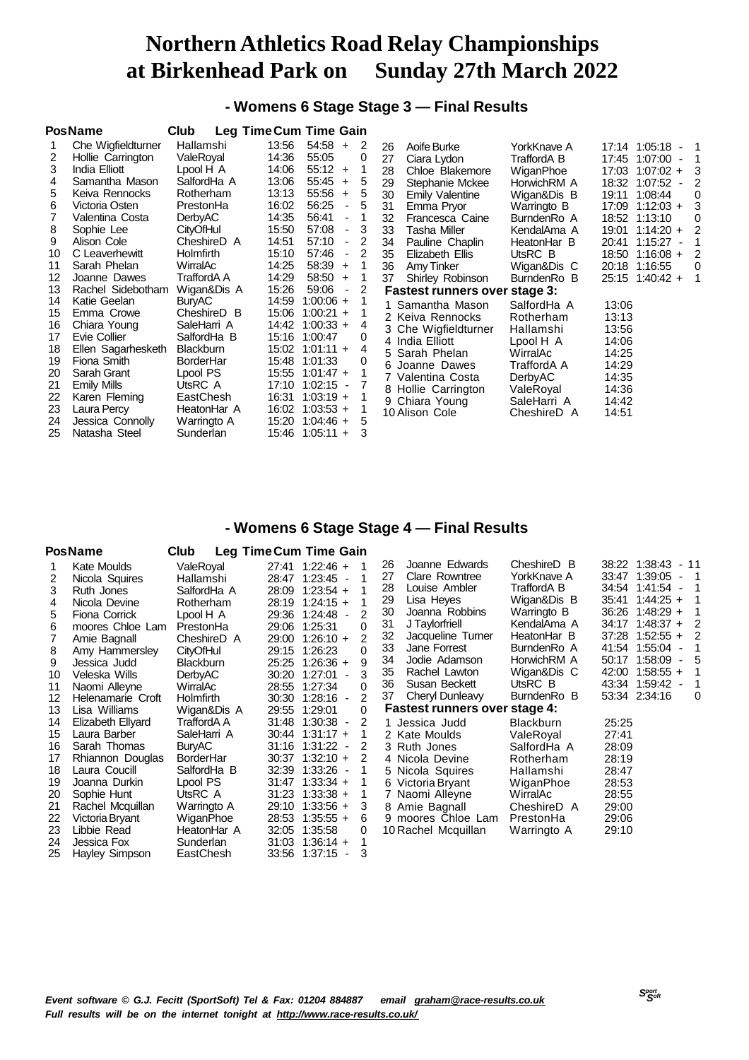# Northern Athletics Road Relay Championships at Birkenhead Park on Sunday 27th March 2022

## - Womens 6 Stage Stage 3 — Final Results

| Pos | Name | Club | Leg Time | Cum Time | Gain |
|---|---|---|---|---|---|
| 1 | Che Wigfieldturner | Hallamshi | 13:56 | 54:58 + | 2 |
| 2 | Hollie Carrington | ValeRoyal | 14:36 | 55:05 | 0 |
| 3 | India Elliott | Lpool H A | 14:06 | 55:12 + | 1 |
| 4 | Samantha Mason | SalfordHa A | 13:06 | 55:45 + | 5 |
| 5 | Keiva Rennocks | Rotherham | 13:13 | 55:56 + | 5 |
| 6 | Victoria Osten | PrestonHa | 16:02 | 56:25 - | 5 |
| 7 | Valentina Costa | DerbyAC | 14:35 | 56:41 - | 1 |
| 8 | Sophie Lee | CityOfHul | 15:50 | 57:08 - | 3 |
| 9 | Alison Cole | CheshireD A | 14:51 | 57:10 - | 2 |
| 10 | C Leaverhewitt | Holmfirth | 15:10 | 57:46 - | 2 |
| 11 | Sarah Phelan | WirralAc | 14:25 | 58:39 + | 1 |
| 12 | Joanne Dawes | TraffordA A | 14:29 | 58:50 + | 1 |
| 13 | Rachel Sidebotham | Wigan&Dis A | 15:26 | 59:06 - | 2 |
| 14 | Katie Geelan | BuryAC | 14:59 | 1:00:06 + | 1 |
| 15 | Emma Crowe | CheshireD B | 15:06 | 1:00:21 + | 1 |
| 16 | Chiara Young | SaleHarri A | 14:42 | 1:00:33 + | 4 |
| 17 | Evie Collier | SalfordHa B | 15:16 | 1:00:47 | 0 |
| 18 | Ellen Sagarhesketh | Blackburn | 15:02 | 1:01:11 + | 4 |
| 19 | Fiona Smith | BorderHar | 15:48 | 1:01:33 | 0 |
| 20 | Sarah Grant | Lpool PS | 15:55 | 1:01:47 + | 1 |
| 21 | Emily Mills | UtsRC A | 17:10 | 1:02:15 - | 7 |
| 22 | Karen Fleming | EastChesh | 16:31 | 1:03:19 + | 1 |
| 23 | Laura Percy | HeatonHar A | 16:02 | 1:03:53 + | 1 |
| 24 | Jessica Connolly | Warringto A | 15:20 | 1:04:46 + | 5 |
| 25 | Natasha Steel | Sunderlan | 15:46 | 1:05:11 + | 3 |
| 26 | Aoife Burke | YorkKnave A | 17:14 | 1:05:18 - | 1 |
| 27 | Ciara Lydon | TraffordA B | 17:45 | 1:07:00 - | 1 |
| 28 | Chloe Blakemore | WiganPhoe | 17:03 | 1:07:02 + | 3 |
| 29 | Stephanie Mckee | HorwichRM A | 18:32 | 1:07:52 - | 2 |
| 30 | Emily Valentine | Wigan&Dis B | 19:11 | 1:08:44 | 0 |
| 31 | Emma Pryor | Warringto B | 17:09 | 1:12:03 + | 3 |
| 32 | Francesca Caine | BurndenRo A | 18:52 | 1:13:10 | 0 |
| 33 | Tasha Miller | KendalAma A | 19:01 | 1:14:20 + | 2 |
| 34 | Pauline Chaplin | HeatonHar B | 20:41 | 1:15:27 - | 1 |
| 35 | Elizabeth Ellis | UtsRC B | 18:50 | 1:16:08 + | 2 |
| 36 | Amy Tinker | Wigan&Dis C | 20:18 | 1:16:55 | 0 |
| 37 | Shirley Robinson | BurndenRo B | 25:15 | 1:40:42 + | 1 |

### Fastest runners over stage 3:

| | Name | Club | Time |
|---|---|---|---|
| 1 | Samantha Mason | SalfordHa A | 13:06 |
| 2 | Keiva Rennocks | Rotherham | 13:13 |
| 3 | Che Wigfieldturner | Hallamshi | 13:56 |
| 4 | India Elliott | Lpool H A | 14:06 |
| 5 | Sarah Phelan | WirralAc | 14:25 |
| 6 | Joanne Dawes | TraffordA A | 14:29 |
| 7 | Valentina Costa | DerbyAC | 14:35 |
| 8 | Hollie Carrington | ValeRoyal | 14:36 |
| 9 | Chiara Young | SaleHarri A | 14:42 |
| 10 | Alison Cole | CheshireD A | 14:51 |

## - Womens 6 Stage Stage 4 — Final Results

| Pos | Name | Club | Leg Time | Cum Time | Gain |
|---|---|---|---|---|---|
| 1 | Kate Moulds | ValeRoyal | 27:41 | 1:22:46 + | 1 |
| 2 | Nicola Squires | Hallamshi | 28:47 | 1:23:45 - | 1 |
| 3 | Ruth Jones | SalfordHa A | 28:09 | 1:23:54 + | 1 |
| 4 | Nicola Devine | Rotherham | 28:19 | 1:24:15 + | 1 |
| 5 | Fiona Corrick | Lpool H A | 29:36 | 1:24:48 - | 2 |
| 6 | moores Chloe Lam | PrestonHa | 29:06 | 1:25:31 | 0 |
| 7 | Amie Bagnall | CheshireD A | 29:00 | 1:26:10 + | 2 |
| 8 | Amy Hammersley | CityOfHul | 29:15 | 1:26:23 | 0 |
| 9 | Jessica Judd | Blackburn | 25:25 | 1:26:36 + | 9 |
| 10 | Veleska Wills | DerbyAC | 30:20 | 1:27:01 - | 3 |
| 11 | Naomi Alleyne | WirralAc | 28:55 | 1:27:34 | 0 |
| 12 | Helenamarie Croft | Holmfirth | 30:30 | 1:28:16 - | 2 |
| 13 | Lisa Williams | Wigan&Dis A | 29:55 | 1:29:01 | 0 |
| 14 | Elizabeth Ellyard | TraffordA A | 31:48 | 1:30:38 - | 2 |
| 15 | Laura Barber | SaleHarri A | 30:44 | 1:31:17 + | 1 |
| 16 | Sarah Thomas | BuryAC | 31:16 | 1:31:22 - | 2 |
| 17 | Rhiannon Douglas | BorderHar | 30:37 | 1:32:10 + | 2 |
| 18 | Laura Coucill | SalfordHa B | 32:39 | 1:33:26 - | 1 |
| 19 | Joanna Durkin | Lpool PS | 31:47 | 1:33:34 + | 1 |
| 20 | Sophie Hunt | UtsRC A | 31:23 | 1:33:38 + | 1 |
| 21 | Rachel Mcquillan | Warringto A | 29:10 | 1:33:56 + | 3 |
| 22 | Victoria Bryant | WiganPhoe | 28:53 | 1:35:55 + | 6 |
| 23 | Libbie Read | HeatonHar A | 32:05 | 1:35:58 | 0 |
| 24 | Jessica Fox | Sunderlan | 31:03 | 1:36:14 + | 1 |
| 25 | Hayley Simpson | EastChesh | 33:56 | 1:37:15 - | 3 |
| 26 | Joanne Edwards | CheshireD B | 38:22 | 1:38:43 - | 11 |
| 27 | Clare Rowntree | YorkKnave A | 33:47 | 1:39:05 - | 1 |
| 28 | Louise Ambler | TraffordA B | 34:54 | 1:41:54 - | 1 |
| 29 | Lisa Heyes | Wigan&Dis B | 35:41 | 1:44:25 + | 1 |
| 30 | Joanna Robbins | Warringto B | 36:26 | 1:48:29 + | 1 |
| 31 | J Taylorfriell | KendalAma A | 34:17 | 1:48:37 + | 2 |
| 32 | Jacqueline Turner | HeatonHar B | 37:28 | 1:52:55 + | 2 |
| 33 | Jane Forrest | BurndenRo A | 41:54 | 1:55:04 - | 1 |
| 34 | Jodie Adamson | HorwichRM A | 50:17 | 1:58:09 - | 5 |
| 35 | Rachel Lawton | Wigan&Dis C | 42:00 | 1:58:55 + | 1 |
| 36 | Susan Beckett | UtsRC B | 43:34 | 1:59:42 - | 1 |
| 37 | Cheryl Dunleavy | BurndenRo B | 53:34 | 2:34:16 | 0 |

### Fastest runners over stage 4:

| | Name | Club | Time |
|---|---|---|---|
| 1 | Jessica Judd | Blackburn | 25:25 |
| 2 | Kate Moulds | ValeRoyal | 27:41 |
| 3 | Ruth Jones | SalfordHa A | 28:09 |
| 4 | Nicola Devine | Rotherham | 28:19 |
| 5 | Nicola Squires | Hallamshi | 28:47 |
| 6 | Victoria Bryant | WiganPhoe | 28:53 |
| 7 | Naomi Alleyne | WirralAc | 28:55 |
| 8 | Amie Bagnall | CheshireD A | 29:00 |
| 9 | moores Chloe Lam | PrestonHa | 29:06 |
| 10 | Rachel Mcquillan | Warringto A | 29:10 |

*Event software © G.J. Fecitt (SportSoft) Tel & Fax: 01204 884887 email graham@race-results.co.uk*
*Full results will be on the internet tonight at http://www.race-results.co.uk/*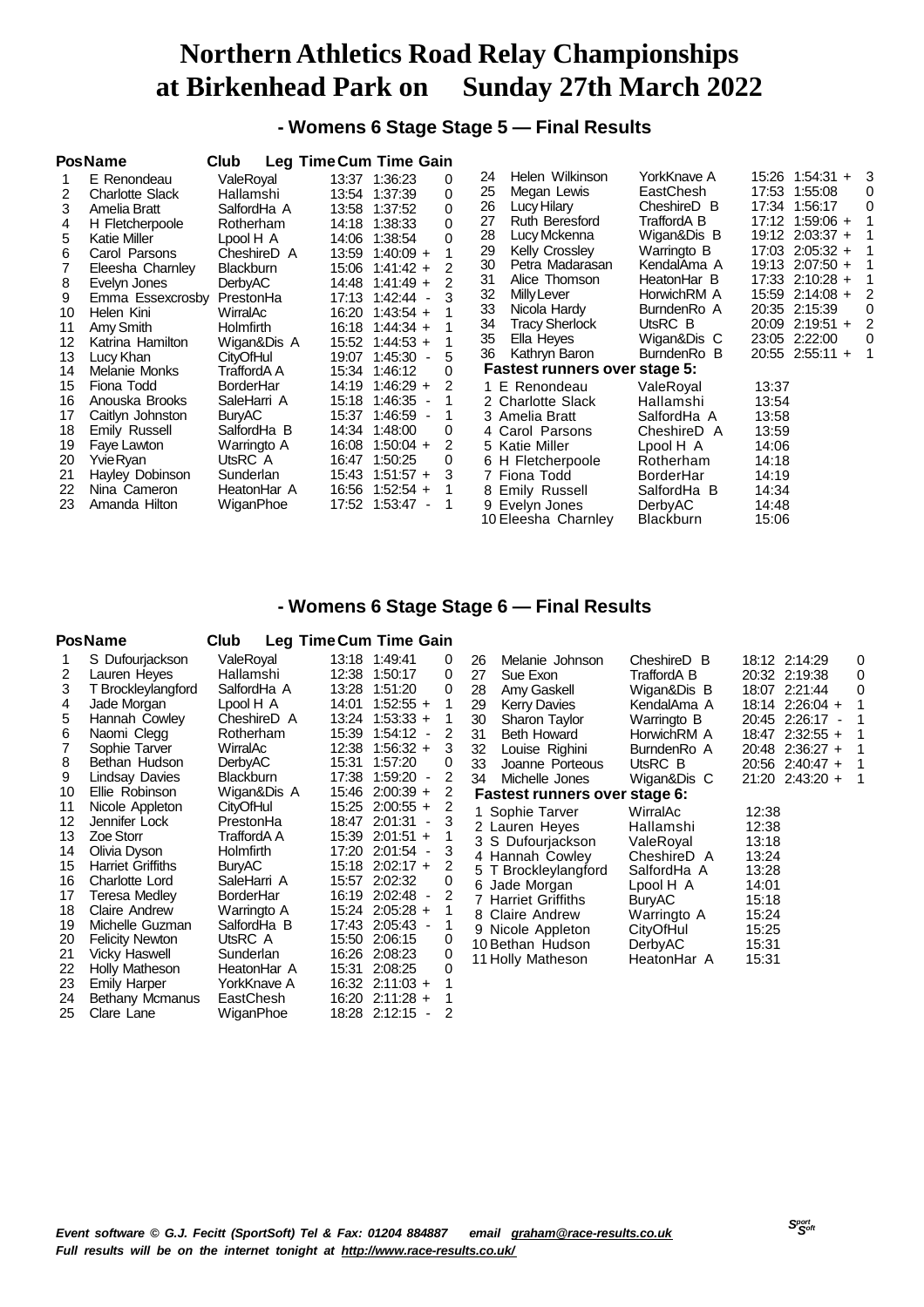# Northern Athletics Road Relay Championships at Birkenhead Park on Sunday 27th March 2022

## - Womens 6 Stage Stage 5 — Final Results

| Pos | Name | Club | Leg Time | Cum Time | Gain |
|---|---|---|---|---|---|
| 1 | E Renondeau | ValeRoyal | 13:37 | 1:36:23 | 0 |
| 2 | Charlotte Slack | Hallamshi | 13:54 | 1:37:39 | 0 |
| 3 | Amelia Bratt | SalfordHa A | 13:58 | 1:37:52 | 0 |
| 4 | H Fletcherpoole | Rotherham | 14:18 | 1:38:33 | 0 |
| 5 | Katie Miller | Lpool H A | 14:06 | 1:38:54 | 0 |
| 6 | Carol Parsons | CheshireD A | 13:59 | 1:40:09 + | 1 |
| 7 | Eleesha Charnley | Blackburn | 15:06 | 1:41:42 + | 2 |
| 8 | Evelyn Jones | DerbyAC | 14:48 | 1:41:49 + | 2 |
| 9 | Emma Essexcrosby | PrestonHa | 17:13 | 1:42:44 - | 3 |
| 10 | Helen Kini | WirralAc | 16:20 | 1:43:54 + | 1 |
| 11 | Amy Smith | Holmfirth | 16:18 | 1:44:34 + | 1 |
| 12 | Katrina Hamilton | Wigan&Dis A | 15:52 | 1:44:53 + | 1 |
| 13 | Lucy Khan | CityOfHul | 19:07 | 1:45:30 - | 5 |
| 14 | Melanie Monks | TraffordA A | 15:34 | 1:46:12 | 0 |
| 15 | Fiona Todd | BorderHar | 14:19 | 1:46:29 + | 2 |
| 16 | Anouska Brooks | SaleHarri A | 15:18 | 1:46:35 - | 1 |
| 17 | Caitlyn Johnston | BuryAC | 15:37 | 1:46:59 - | 1 |
| 18 | Emily Russell | SalfordHa B | 14:34 | 1:48:00 | 0 |
| 19 | Faye Lawton | Warringto A | 16:08 | 1:50:04 + | 2 |
| 20 | Yvie Ryan | UtsRC A | 16:47 | 1:50:25 | 0 |
| 21 | Hayley Dobinson | Sunderlan | 15:43 | 1:51:57 + | 3 |
| 22 | Nina Cameron | HeatonHar A | 16:56 | 1:52:54 + | 1 |
| 23 | Amanda Hilton | WiganPhoe | 17:52 | 1:53:47 - | 1 |
| 24 | Helen Wilkinson | YorkKnave A | 15:26 | 1:54:31 + | 3 |
| 25 | Megan Lewis | EastChesh | 17:53 | 1:55:08 | 0 |
| 26 | Lucy Hilary | CheshireD B | 17:34 | 1:56:17 | 0 |
| 27 | Ruth Beresford | TraffordA B | 17:12 | 1:59:06 + | 1 |
| 28 | Lucy Mckenna | Wigan&Dis B | 19:12 | 2:03:37 + | 1 |
| 29 | Kelly Crossley | Warringto B | 17:03 | 2:05:32 + | 1 |
| 30 | Petra Madarasan | KendalAma A | 19:13 | 2:07:50 + | 1 |
| 31 | Alice Thomson | HeatonHar B | 17:33 | 2:10:28 + | 1 |
| 32 | Milly Lever | HorwichRM A | 15:59 | 2:14:08 + | 2 |
| 33 | Nicola Hardy | BurndenRo A | 20:35 | 2:15:39 | 0 |
| 34 | Tracy Sherlock | UtsRC B | 20:09 | 2:19:51 + | 2 |
| 35 | Ella Heyes | Wigan&Dis C | 23:05 | 2:22:00 | 0 |
| 36 | Kathryn Baron | BurndenRo B | 20:55 | 2:55:11 + | 1 |

**Fastest runners over stage 5:**

| | Name | Club | Time |
|---|---|---|---|
| 1 | E Renondeau | ValeRoyal | 13:37 |
| 2 | Charlotte Slack | Hallamshi | 13:54 |
| 3 | Amelia Bratt | SalfordHa A | 13:58 |
| 4 | Carol Parsons | CheshireD A | 13:59 |
| 5 | Katie Miller | Lpool H A | 14:06 |
| 6 | H Fletcherpoole | Rotherham | 14:18 |
| 7 | Fiona Todd | BorderHar | 14:19 |
| 8 | Emily Russell | SalfordHa B | 14:34 |
| 9 | Evelyn Jones | DerbyAC | 14:48 |
| 10 | Eleesha Charnley | Blackburn | 15:06 |

## - Womens 6 Stage Stage 6 — Final Results

| Pos | Name | Club | Leg Time | Cum Time | Gain |
|---|---|---|---|---|---|
| 1 | S Dufourjackson | ValeRoyal | 13:18 | 1:49:41 | 0 |
| 2 | Lauren Heyes | Hallamshi | 12:38 | 1:50:17 | 0 |
| 3 | T Brockleylangford | SalfordHa A | 13:28 | 1:51:20 | 0 |
| 4 | Jade Morgan | Lpool H A | 14:01 | 1:52:55 + | 1 |
| 5 | Hannah Cowley | CheshireD A | 13:24 | 1:53:33 + | 1 |
| 6 | Naomi Clegg | Rotherham | 15:39 | 1:54:12 - | 2 |
| 7 | Sophie Tarver | WirralAc | 12:38 | 1:56:32 + | 3 |
| 8 | Bethan Hudson | DerbyAC | 15:31 | 1:57:20 | 0 |
| 9 | Lindsay Davies | Blackburn | 17:38 | 1:59:20 - | 2 |
| 10 | Ellie Robinson | Wigan&Dis A | 15:46 | 2:00:39 + | 2 |
| 11 | Nicole Appleton | CityOfHul | 15:25 | 2:00:55 + | 2 |
| 12 | Jennifer Lock | PrestonHa | 18:47 | 2:01:31 - | 3 |
| 13 | Zoe Storr | TraffordA A | 15:39 | 2:01:51 + | 1 |
| 14 | Olivia Dyson | Holmfirth | 17:20 | 2:01:54 - | 3 |
| 15 | Harriet Griffiths | BuryAC | 15:18 | 2:02:17 + | 2 |
| 16 | Charlotte Lord | SaleHarri A | 15:57 | 2:02:32 | 0 |
| 17 | Teresa Medley | BorderHar | 16:19 | 2:02:48 - | 2 |
| 18 | Claire Andrew | Warringto A | 15:24 | 2:05:28 + | 1 |
| 19 | Michelle Guzman | SalfordHa B | 17:43 | 2:05:43 - | 1 |
| 20 | Felicity Newton | UtsRC A | 15:50 | 2:06:15 | 0 |
| 21 | Vicky Haswell | Sunderlan | 16:26 | 2:08:23 | 0 |
| 22 | Holly Matheson | HeatonHar A | 15:31 | 2:08:25 | 0 |
| 23 | Emily Harper | YorkKnave A | 16:32 | 2:11:03 + | 1 |
| 24 | Bethany Mcmanus | EastChesh | 16:20 | 2:11:28 + | 1 |
| 25 | Clare Lane | WiganPhoe | 18:28 | 2:12:15 - | 2 |
| 26 | Melanie Johnson | CheshireD B | 18:12 | 2:14:29 | 0 |
| 27 | Sue Exon | TraffordA B | 20:32 | 2:19:38 | 0 |
| 28 | Amy Gaskell | Wigan&Dis B | 18:07 | 2:21:44 | 0 |
| 29 | Kerry Davies | KendalAma A | 18:14 | 2:26:04 + | 1 |
| 30 | Sharon Taylor | Warringto B | 20:45 | 2:26:17 - | 1 |
| 31 | Beth Howard | HorwichRM A | 18:47 | 2:32:55 + | 1 |
| 32 | Louise Righini | BurndenRo A | 20:48 | 2:36:27 + | 1 |
| 33 | Joanne Porteous | UtsRC B | 20:56 | 2:40:47 + | 1 |
| 34 | Michelle Jones | Wigan&Dis C | 21:20 | 2:43:20 + | 1 |

**Fastest runners over stage 6:**

| | Name | Club | Time |
|---|---|---|---|
| 1 | Sophie Tarver | WirralAc | 12:38 |
| 2 | Lauren Heyes | Hallamshi | 12:38 |
| 3 | S Dufourjackson | ValeRoyal | 13:18 |
| 4 | Hannah Cowley | CheshireD A | 13:24 |
| 5 | T Brockleylangford | SalfordHa A | 13:28 |
| 6 | Jade Morgan | Lpool H A | 14:01 |
| 7 | Harriet Griffiths | BuryAC | 15:18 |
| 8 | Claire Andrew | Warringto A | 15:24 |
| 9 | Nicole Appleton | CityOfHul | 15:25 |
| 10 | Bethan Hudson | DerbyAC | 15:31 |
| 11 | Holly Matheson | HeatonHar A | 15:31 |

*Event software © G.J. Fecitt (SportSoft) Tel & Fax: 01204 884887 email graham@race-results.co.uk*
*Full results will be on the internet tonight at http://www.race-results.co.uk/*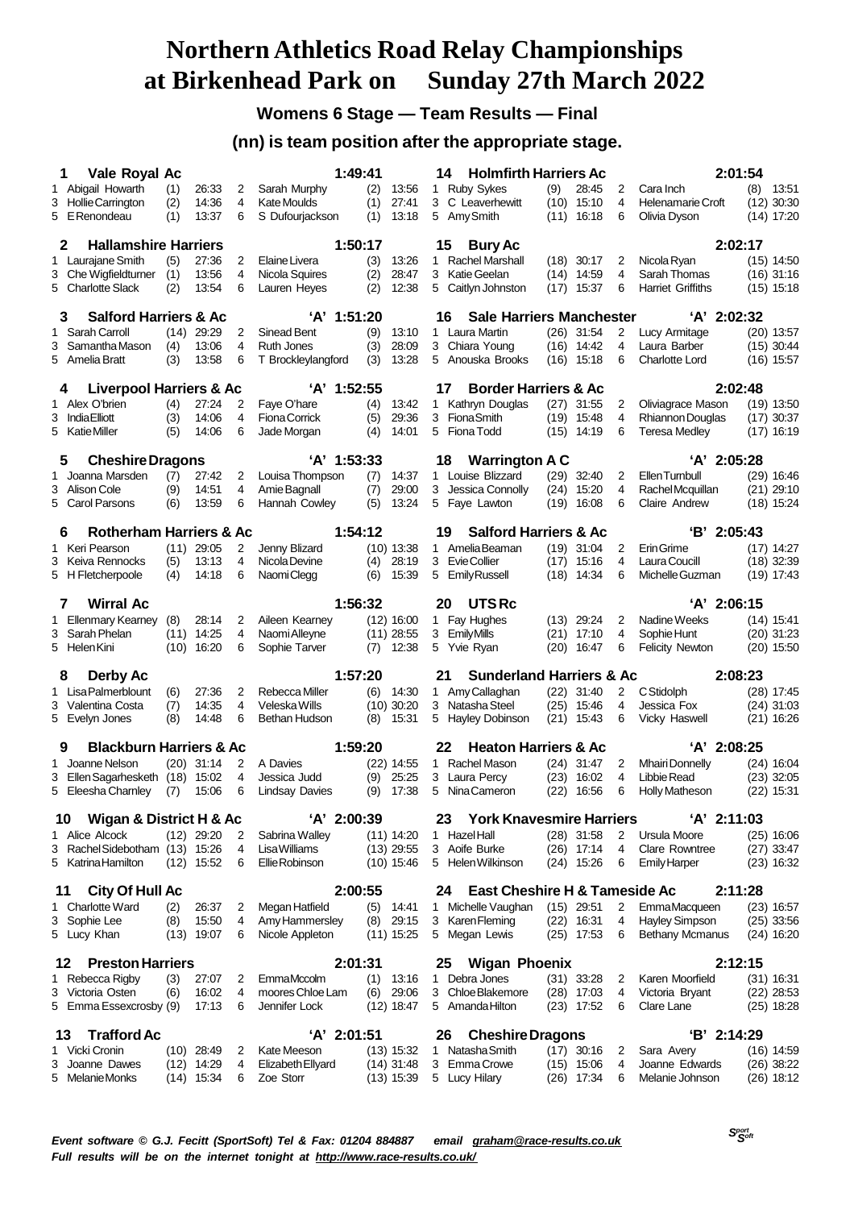# Northern Athletics Road Relay Championships at Birkenhead Park on Sunday 27th March 2022

## Womens 6 Stage — Team Results — Final

### (nn) is team position after the appropriate stage.

**1 Vale Royal Ac — 1:49:41**

| Stage | Name | Pos | Time | Stage | Name | Pos | Time |
|---|---|---|---|---|---|---|---|
| 1 | Abigail Howarth | (1) | 26:33 | 2 | Sarah Murphy | (2) | 13:56 |
| 3 | Hollie Carrington | (2) | 14:36 | 4 | Kate Moulds | (1) | 27:41 |
| 5 | E Renondeau | (1) | 13:37 | 6 | S Dufourjackson | (1) | 13:18 |

**2 Hallamshire Harriers — 1:50:17**

| Stage | Name | Pos | Time | Stage | Name | Pos | Time |
|---|---|---|---|---|---|---|---|
| 1 | Laurajane Smith | (5) | 27:36 | 2 | Elaine Livera | (3) | 13:26 |
| 3 | Che Wigfieldturner | (1) | 13:56 | 4 | Nicola Squires | (2) | 28:47 |
| 5 | Charlotte Slack | (2) | 13:54 | 6 | Lauren Heyes | (2) | 12:38 |

**3 Salford Harriers & Ac 'A' — 1:51:20**

| Stage | Name | Pos | Time | Stage | Name | Pos | Time |
|---|---|---|---|---|---|---|---|
| 1 | Sarah Carroll | (14) | 29:29 | 2 | Sinead Bent | (9) | 13:10 |
| 3 | Samantha Mason | (4) | 13:06 | 4 | Ruth Jones | (3) | 28:09 |
| 5 | Amelia Bratt | (3) | 13:58 | 6 | T Brockleylangford | (3) | 13:28 |

**4 Liverpool Harriers & Ac 'A' — 1:52:55**

| Stage | Name | Pos | Time | Stage | Name | Pos | Time |
|---|---|---|---|---|---|---|---|
| 1 | Alex O'brien | (4) | 27:24 | 2 | Faye O'hare | (4) | 13:42 |
| 3 | India Elliott | (3) | 14:06 | 4 | Fiona Corrick | (5) | 29:36 |
| 5 | Katie Miller | (5) | 14:06 | 6 | Jade Morgan | (4) | 14:01 |

**5 Cheshire Dragons 'A' — 1:53:33**

| Stage | Name | Pos | Time | Stage | Name | Pos | Time |
|---|---|---|---|---|---|---|---|
| 1 | Joanna Marsden | (7) | 27:42 | 2 | Louisa Thompson | (7) | 14:37 |
| 3 | Alison Cole | (9) | 14:51 | 4 | Amie Bagnall | (7) | 29:00 |
| 5 | Carol Parsons | (6) | 13:59 | 6 | Hannah Cowley | (5) | 13:24 |

**6 Rotherham Harriers & Ac — 1:54:12**

| Stage | Name | Pos | Time | Stage | Name | Pos | Time |
|---|---|---|---|---|---|---|---|
| 1 | Keri Pearson | (11) | 29:05 | 2 | Jenny Blizard | (10) | 13:38 |
| 3 | Keiva Rennocks | (5) | 13:13 | 4 | Nicola Devine | (4) | 28:19 |
| 5 | H Fletcherpoole | (4) | 14:18 | 6 | Naomi Clegg | (6) | 15:39 |

**7 Wirral Ac — 1:56:32**

| Stage | Name | Pos | Time | Stage | Name | Pos | Time |
|---|---|---|---|---|---|---|---|
| 1 | Ellenmary Kearney | (8) | 28:14 | 2 | Aileen Kearney | (12) | 16:00 |
| 3 | Sarah Phelan | (11) | 14:25 | 4 | Naomi Alleyne | (11) | 28:55 |
| 5 | Helen Kini | (10) | 16:20 | 6 | Sophie Tarver | (7) | 12:38 |

**8 Derby Ac — 1:57:20**

| Stage | Name | Pos | Time | Stage | Name | Pos | Time |
|---|---|---|---|---|---|---|---|
| 1 | Lisa Palmerblount | (6) | 27:36 | 2 | Rebecca Miller | (6) | 14:30 |
| 3 | Valentina Costa | (7) | 14:35 | 4 | Veleska Wills | (10) | 30:20 |
| 5 | Evelyn Jones | (8) | 14:48 | 6 | Bethan Hudson | (8) | 15:31 |

**9 Blackburn Harriers & Ac — 1:59:20**

| Stage | Name | Pos | Time | Stage | Name | Pos | Time |
|---|---|---|---|---|---|---|---|
| 1 | Joanne Nelson | (20) | 31:14 | 2 | A Davies | (22) | 14:55 |
| 3 | Ellen Sagarhesketh | (18) | 15:02 | 4 | Jessica Judd | (9) | 25:25 |
| 5 | Eleesha Charnley | (7) | 15:06 | 6 | Lindsay Davies | (9) | 17:38 |

**10 Wigan & District H & Ac 'A' — 2:00:39**

| Stage | Name | Pos | Time | Stage | Name | Pos | Time |
|---|---|---|---|---|---|---|---|
| 1 | Alice Alcock | (12) | 29:20 | 2 | Sabrina Walley | (11) | 14:20 |
| 3 | Rachel Sidebotham | (13) | 15:26 | 4 | Lisa Williams | (13) | 29:55 |
| 5 | Katrina Hamilton | (12) | 15:52 | 6 | Ellie Robinson | (10) | 15:46 |

**11 City Of Hull Ac — 2:00:55**

| Stage | Name | Pos | Time | Stage | Name | Pos | Time |
|---|---|---|---|---|---|---|---|
| 1 | Charlotte Ward | (2) | 26:37 | 2 | Megan Hatfield | (5) | 14:41 |
| 3 | Sophie Lee | (8) | 15:50 | 4 | Amy Hammersley | (8) | 29:15 |
| 5 | Lucy Khan | (13) | 19:07 | 6 | Nicole Appleton | (11) | 15:25 |

**12 Preston Harriers — 2:01:31**

| Stage | Name | Pos | Time | Stage | Name | Pos | Time |
|---|---|---|---|---|---|---|---|
| 1 | Rebecca Rigby | (3) | 27:07 | 2 | Emma Mccolm | (1) | 13:16 |
| 3 | Victoria Osten | (6) | 16:02 | 4 | moores Chloe Lam | (6) | 29:06 |
| 5 | Emma Essexcrosby | (9) | 17:13 | 6 | Jennifer Lock | (12) | 18:47 |

**13 Trafford Ac 'A' — 2:01:51**

| Stage | Name | Pos | Time | Stage | Name | Pos | Time |
|---|---|---|---|---|---|---|---|
| 1 | Vicki Cronin | (10) | 28:49 | 2 | Kate Meeson | (13) | 15:32 |
| 3 | Joanne Dawes | (12) | 14:29 | 4 | Elizabeth Ellyard | (14) | 31:48 |
| 5 | Melanie Monks | (14) | 15:34 | 6 | Zoe Storr | (13) | 15:39 |

**14 Holmfirth Harriers Ac — 2:01:54**

| Stage | Name | Pos | Time | Stage | Name | Pos | Time |
|---|---|---|---|---|---|---|---|
| 1 | Ruby Sykes | (9) | 28:45 | 2 | Cara Inch | (8) | 13:51 |
| 3 | C Leaverhewitt | (10) | 15:10 | 4 | Helenamarie Croft | (12) | 30:30 |
| 5 | Amy Smith | (11) | 16:18 | 6 | Olivia Dyson | (14) | 17:20 |

**15 Bury Ac — 2:02:17**

| Stage | Name | Pos | Time | Stage | Name | Pos | Time |
|---|---|---|---|---|---|---|---|
| 1 | Rachel Marshall | (18) | 30:17 | 2 | Nicola Ryan | (15) | 14:50 |
| 3 | Katie Geelan | (14) | 14:59 | 4 | Sarah Thomas | (16) | 31:16 |
| 5 | Caitlyn Johnston | (17) | 15:37 | 6 | Harriet Griffiths | (15) | 15:18 |

**16 Sale Harriers Manchester 'A' — 2:02:32**

| Stage | Name | Pos | Time | Stage | Name | Pos | Time |
|---|---|---|---|---|---|---|---|
| 1 | Laura Martin | (26) | 31:54 | 2 | Lucy Armitage | (20) | 13:57 |
| 3 | Chiara Young | (16) | 14:42 | 4 | Laura Barber | (15) | 30:44 |
| 5 | Anouska Brooks | (16) | 15:18 | 6 | Charlotte Lord | (16) | 15:57 |

**17 Border Harriers & Ac — 2:02:48**

| Stage | Name | Pos | Time | Stage | Name | Pos | Time |
|---|---|---|---|---|---|---|---|
| 1 | Kathryn Douglas | (27) | 31:55 | 2 | Oliviagrace Mason | (19) | 13:50 |
| 3 | Fiona Smith | (19) | 15:48 | 4 | Rhiannon Douglas | (17) | 30:37 |
| 5 | Fiona Todd | (15) | 14:19 | 6 | Teresa Medley | (17) | 16:19 |

**18 Warrington A C 'A' — 2:05:28**

| Stage | Name | Pos | Time | Stage | Name | Pos | Time |
|---|---|---|---|---|---|---|---|
| 1 | Louise Blizzard | (29) | 32:40 | 2 | Ellen Turnbull | (29) | 16:46 |
| 3 | Jessica Connolly | (24) | 15:20 | 4 | Rachel Mcquillan | (21) | 29:10 |
| 5 | Faye Lawton | (19) | 16:08 | 6 | Claire Andrew | (18) | 15:24 |

**19 Salford Harriers & Ac 'B' — 2:05:43**

| Stage | Name | Pos | Time | Stage | Name | Pos | Time |
|---|---|---|---|---|---|---|---|
| 1 | Amelia Beaman | (19) | 31:04 | 2 | Erin Grime | (17) | 14:27 |
| 3 | Evie Collier | (17) | 15:16 | 4 | Laura Coucill | (18) | 32:39 |
| 5 | Emily Russell | (18) | 14:34 | 6 | Michelle Guzman | (19) | 17:43 |

**20 UTS Rc 'A' — 2:06:15**

| Stage | Name | Pos | Time | Stage | Name | Pos | Time |
|---|---|---|---|---|---|---|---|
| 1 | Fay Hughes | (13) | 29:24 | 2 | Nadine Weeks | (14) | 15:41 |
| 3 | Emily Mills | (21) | 17:10 | 4 | Sophie Hunt | (20) | 31:23 |
| 5 | Yvie Ryan | (20) | 16:47 | 6 | Felicity Newton | (20) | 15:50 |

**21 Sunderland Harriers & Ac — 2:08:23**

| Stage | Name | Pos | Time | Stage | Name | Pos | Time |
|---|---|---|---|---|---|---|---|
| 1 | Amy Callaghan | (22) | 31:40 | 2 | C Stidolph | (28) | 17:45 |
| 3 | Natasha Steel | (25) | 15:46 | 4 | Jessica Fox | (24) | 31:03 |
| 5 | Hayley Dobinson | (21) | 15:43 | 6 | Vicky Haswell | (21) | 16:26 |

**22 Heaton Harriers & Ac 'A' — 2:08:25**

| Stage | Name | Pos | Time | Stage | Name | Pos | Time |
|---|---|---|---|---|---|---|---|
| 1 | Rachel Mason | (24) | 31:47 | 2 | Mhairi Donnelly | (24) | 16:04 |
| 3 | Laura Percy | (23) | 16:02 | 4 | Libbie Read | (23) | 32:05 |
| 5 | Nina Cameron | (22) | 16:56 | 6 | Holly Matheson | (22) | 15:31 |

**23 York Knavesmire Harriers 'A' — 2:11:03**

| Stage | Name | Pos | Time | Stage | Name | Pos | Time |
|---|---|---|---|---|---|---|---|
| 1 | Hazel Hall | (28) | 31:58 | 2 | Ursula Moore | (25) | 16:06 |
| 3 | Aoife Burke | (26) | 17:14 | 4 | Clare Rowntree | (27) | 33:47 |
| 5 | Helen Wilkinson | (24) | 15:26 | 6 | Emily Harper | (23) | 16:32 |

**24 East Cheshire H & Tameside Ac — 2:11:28**

| Stage | Name | Pos | Time | Stage | Name | Pos | Time |
|---|---|---|---|---|---|---|---|
| 1 | Michelle Vaughan | (15) | 29:51 | 2 | Emma Macqueen | (23) | 16:57 |
| 3 | Karen Fleming | (22) | 16:31 | 4 | Hayley Simpson | (25) | 33:56 |
| 5 | Megan Lewis | (25) | 17:53 | 6 | Bethany Mcmanus | (24) | 16:20 |

**25 Wigan Phoenix — 2:12:15**

| Stage | Name | Pos | Time | Stage | Name | Pos | Time |
|---|---|---|---|---|---|---|---|
| 1 | Debra Jones | (31) | 33:28 | 2 | Karen Moorfield | (31) | 16:31 |
| 3 | Chloe Blakemore | (28) | 17:03 | 4 | Victoria Bryant | (22) | 28:53 |
| 5 | Amanda Hilton | (23) | 17:52 | 6 | Clare Lane | (25) | 18:28 |

**26 Cheshire Dragons 'B' — 2:14:29**

| Stage | Name | Pos | Time | Stage | Name | Pos | Time |
|---|---|---|---|---|---|---|---|
| 1 | Natasha Smith | (17) | 30:16 | 2 | Sara Avery | (16) | 14:59 |
| 3 | Emma Crowe | (15) | 15:06 | 4 | Joanne Edwards | (26) | 38:22 |
| 5 | Lucy Hilary | (26) | 17:34 | 6 | Melanie Johnson | (26) | 18:12 |

*Event software © G.J. Fecitt (SportSoft) Tel & Fax: 01204 884887 email graham@race-results.co.uk*
*Full results will be on the internet tonight at http://www.race-results.co.uk/*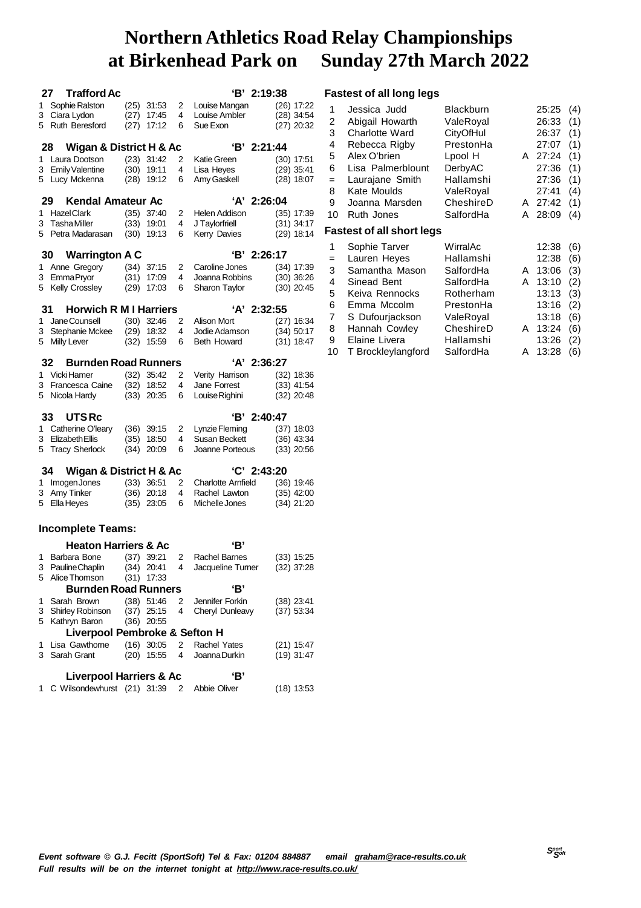# Northern Athletics Road Relay Championships
# at Birkenhead Park on Sunday 27th March 2022

### 27 Trafford Ac — 'B' 2:19:38

| | | | | | | |
|---|---|---|---|---|---|---|
| 1 | Sophie Ralston | (25) 31:53 | 2 | Louise Mangan | (26) 17:22 |
| 3 | Ciara Lydon | (27) 17:45 | 4 | Louise Ambler | (28) 34:54 |
| 5 | Ruth Beresford | (27) 17:12 | 6 | Sue Exon | (27) 20:32 |

### 28 Wigan & District H & Ac — 'B' 2:21:44

| | | | | | |
|---|---|---|---|---|---|
| 1 | Laura Dootson | (23) 31:42 | 2 | Katie Green | (30) 17:51 |
| 3 | Emily Valentine | (30) 19:11 | 4 | Lisa Heyes | (29) 35:41 |
| 5 | Lucy Mckenna | (28) 19:12 | 6 | Amy Gaskell | (28) 18:07 |

### 29 Kendal Amateur Ac — 'A' 2:26:04

| | | | | | |
|---|---|---|---|---|---|
| 1 | Hazel Clark | (35) 37:40 | 2 | Helen Addison | (35) 17:39 |
| 3 | Tasha Miller | (33) 19:01 | 4 | J Taylorfriell | (31) 34:17 |
| 5 | Petra Madarasan | (30) 19:13 | 6 | Kerry Davies | (29) 18:14 |

### 30 Warrington A C — 'B' 2:26:17

| | | | | | |
|---|---|---|---|---|---|
| 1 | Anne Gregory | (34) 37:15 | 2 | Caroline Jones | (34) 17:39 |
| 3 | Emma Pryor | (31) 17:09 | 4 | Joanna Robbins | (30) 36:26 |
| 5 | Kelly Crossley | (29) 17:03 | 6 | Sharon Taylor | (30) 20:45 |

### 31 Horwich R M I Harriers — 'A' 2:32:55

| | | | | | |
|---|---|---|---|---|---|
| 1 | Jane Counsell | (30) 32:46 | 2 | Alison Mort | (27) 16:34 |
| 3 | Stephanie Mckee | (29) 18:32 | 4 | Jodie Adamson | (34) 50:17 |
| 5 | Milly Lever | (32) 15:59 | 6 | Beth Howard | (31) 18:47 |

### 32 Burnden Road Runners — 'A' 2:36:27

| | | | | | |
|---|---|---|---|---|---|
| 1 | Vicki Hamer | (32) 35:42 | 2 | Verity Harrison | (32) 18:36 |
| 3 | Francesca Caine | (32) 18:52 | 4 | Jane Forrest | (33) 41:54 |
| 5 | Nicola Hardy | (33) 20:35 | 6 | Louise Righini | (32) 20:48 |

### 33 UTS Rc — 'B' 2:40:47

| | | | | | |
|---|---|---|---|---|---|
| 1 | Catherine O'leary | (36) 39:15 | 2 | Lynzie Fleming | (37) 18:03 |
| 3 | Elizabeth Ellis | (35) 18:50 | 4 | Susan Beckett | (36) 43:34 |
| 5 | Tracy Sherlock | (34) 20:09 | 6 | Joanne Porteous | (33) 20:56 |

### 34 Wigan & District H & Ac — 'C' 2:43:20

| | | | | | |
|---|---|---|---|---|---|
| 1 | Imogen Jones | (33) 36:51 | 2 | Charlotte Arnfield | (36) 19:46 |
| 3 | Amy Tinker | (36) 20:18 | 4 | Rachel Lawton | (35) 42:00 |
| 5 | Ella Heyes | (35) 23:05 | 6 | Michelle Jones | (34) 21:20 |

## Incomplete Teams:

### Heaton Harriers & Ac — 'B'

| | | | | | |
|---|---|---|---|---|---|
| 1 | Barbara Bone | (37) 39:21 | 2 | Rachel Barnes | (33) 15:25 |
| 3 | Pauline Chaplin | (34) 20:41 | 4 | Jacqueline Turner | (32) 37:28 |
| 5 | Alice Thomson | (31) 17:33 | | | |

### Burnden Road Runners — 'B'

| | | | | | |
|---|---|---|---|---|---|
| 1 | Sarah Brown | (38) 51:46 | 2 | Jennifer Forkin | (38) 23:41 |
| 3 | Shirley Robinson | (37) 25:15 | 4 | Cheryl Dunleavy | (37) 53:34 |
| 5 | Kathryn Baron | (36) 20:55 | | | |

### Liverpool Pembroke & Sefton H

| | | | | | |
|---|---|---|---|---|---|
| 1 | Lisa Gawthorne | (16) 30:05 | 2 | Rachel Yates | (21) 15:47 |
| 3 | Sarah Grant | (20) 15:55 | 4 | Joanna Durkin | (19) 31:47 |

### Liverpool Harriers & Ac — 'B'

| | | | | | |
|---|---|---|---|---|---|
| 1 | C Wilsondewhurst | (21) 31:39 | 2 | Abbie Oliver | (18) 13:53 |

## Fastest of all long legs

| | | | | | |
|---|---|---|---|---|---|
| 1 | Jessica Judd | Blackburn | | 25:25 | (4) |
| 2 | Abigail Howarth | ValeRoyal | | 26:33 | (1) |
| 3 | Charlotte Ward | CityOfHul | | 26:37 | (1) |
| 4 | Rebecca Rigby | PrestonHa | | 27:07 | (1) |
| 5 | Alex O'brien | Lpool H | A | 27:24 | (1) |
| 6 | Lisa Palmerblount | DerbyAC | | 27:36 | (1) |
| = | Laurajane Smith | Hallamshi | | 27:36 | (1) |
| 8 | Kate Moulds | ValeRoyal | | 27:41 | (4) |
| 9 | Joanna Marsden | CheshireD | A | 27:42 | (1) |
| 10 | Ruth Jones | SalfordHa | A | 28:09 | (4) |

## Fastest of all short legs

| | | | | | |
|---|---|---|---|---|---|
| 1 | Sophie Tarver | WirralAc | | 12:38 | (6) |
| = | Lauren Heyes | Hallamshi | | 12:38 | (6) |
| 3 | Samantha Mason | SalfordHa | A | 13:06 | (3) |
| 4 | Sinead Bent | SalfordHa | A | 13:10 | (2) |
| 5 | Keiva Rennocks | Rotherham | | 13:13 | (3) |
| 6 | Emma Mccolm | PrestonHa | | 13:16 | (2) |
| 7 | S Dufourjackson | ValeRoyal | | 13:18 | (6) |
| 8 | Hannah Cowley | CheshireD | A | 13:24 | (6) |
| 9 | Elaine Livera | Hallamshi | | 13:26 | (2) |
| 10 | T Brockleylangford | SalfordHa | A | 13:28 | (6) |

*Event software © G.J. Fecitt (SportSoft) Tel & Fax: 01204 884887 email graham@race-results.co.uk*
*Full results will be on the internet tonight at http://www.race-results.co.uk/*